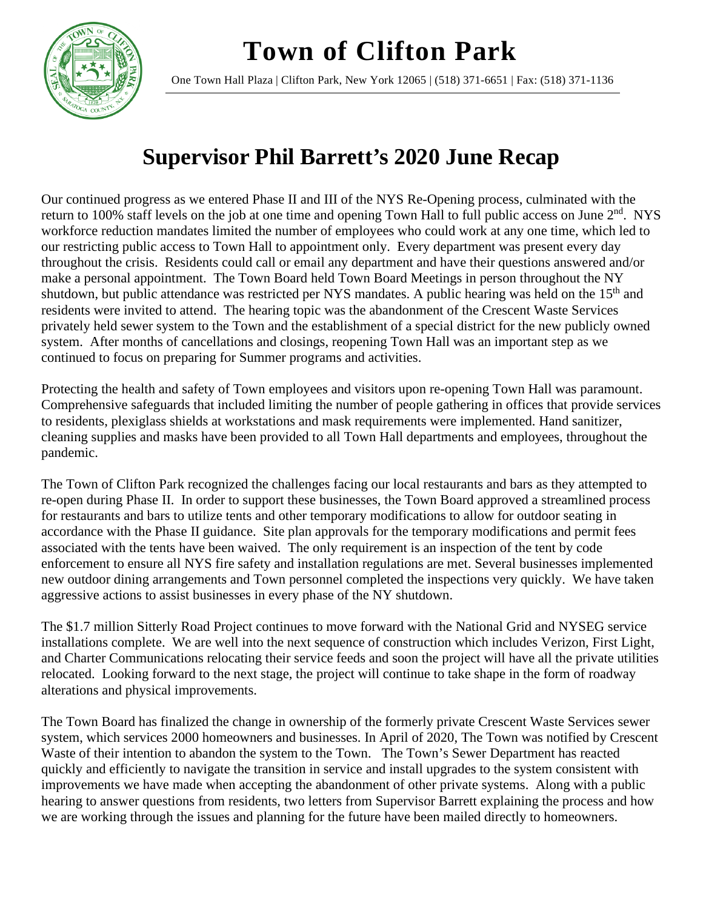# Town of Clifton Park

One Town Hall Plaza | Clifton Park, New York 12065 | (518) 371-6651 | Fax: (518) 371-1136

## Supervisor Phil Barrett's 2020 June Recap

Our continued progress as we entered Phase II and III of the NYS Re-Opening process, culminated with the return to 100% staff levels on the job at one time and opening Town Hall to full public access on June 2nd. NYS workforce reduction mandates limited the number of employees who could work at any one time, which led to our restricting public access to Town Hall to appointment only. Every department was present every day throughout the crisis. Residents could call or email any department and have their questions answered and/or make a personal appointment. The Town Board held Town Board Meetings in person throughout the NY shutdown, but public attendance was restricted per NYS mandates. A public hearing was held on the 15th and residents were invited to attend. The hearing topic was the abandonment of the Crescent Waste Services privately held sewer system to the Town and the establishment of a special district for the new publicly owned system. After months of cancellations and closings, reopening Town Hall was an important step as we continued to focus on preparing for Summer programs and activities.

Protecting the health and safety of Town employees and visitors upon re-opening Town Hall was paramount. Comprehensive safeguards that included limiting the number of people gathering in offices that provide services to residents, plexiglass shields at workstations and mask requirements were implemented. Hand sanitizer, cleaning supplies and masks have been provided to all Town Hall departments and employees, throughout the pandemic.

The Town of Clifton Park recognized the challenges facing our local restaurants and bars as they attempted to re-open during Phase II. In order to support these businesses, the Town Board approved a streamlined process for restaurants and bars to utilize tents and other temporary modifications to allow for outdoor seating in accordance with the Phase II guidance. Site plan approvals for the temporary modifications and permit fees associated with the tents have been waived. The only requirement is an inspection of the tent by code enforcement to ensure all NYS fire safety and installation regulations are met. Several businesses implemented new outdoor dining arrangements and Town personnel completed the inspections very quickly. We have taken aggressive actions to assist businesses in every phase of the NY shutdown.

The $1.7 million Sitterly Road Project continues to move forward with the National Grid and NYSEG service installations complete. We are well into the next sequence of construction which includes Verizon, First Light, and Charter Communications relocating their service feeds and soon the project will have all the private utilities relocated. Looking forward to the next stage, the project will continue to take shape in the form of roadway alterations and physical improvements.

The Town Board has finalized the change in ownership of the formerly private Crescent Waste Services sewer system, which services 2000 homeowners and businesses. In April of 2020, The Town was notified by Crescent Waste of their intention to abandon the system to the Town. The Town's Sewer Department has reacted quickly and efficiently to navigate the transition in service and install upgrades to the system consistent with improvements we have made when accepting the abandonment of other private systems. Along with a public hearing to answer questions from residents, two letters from Supervisor Barrett explaining the process and how we are working through the issues and planning for the future have been mailed directly to homeowners.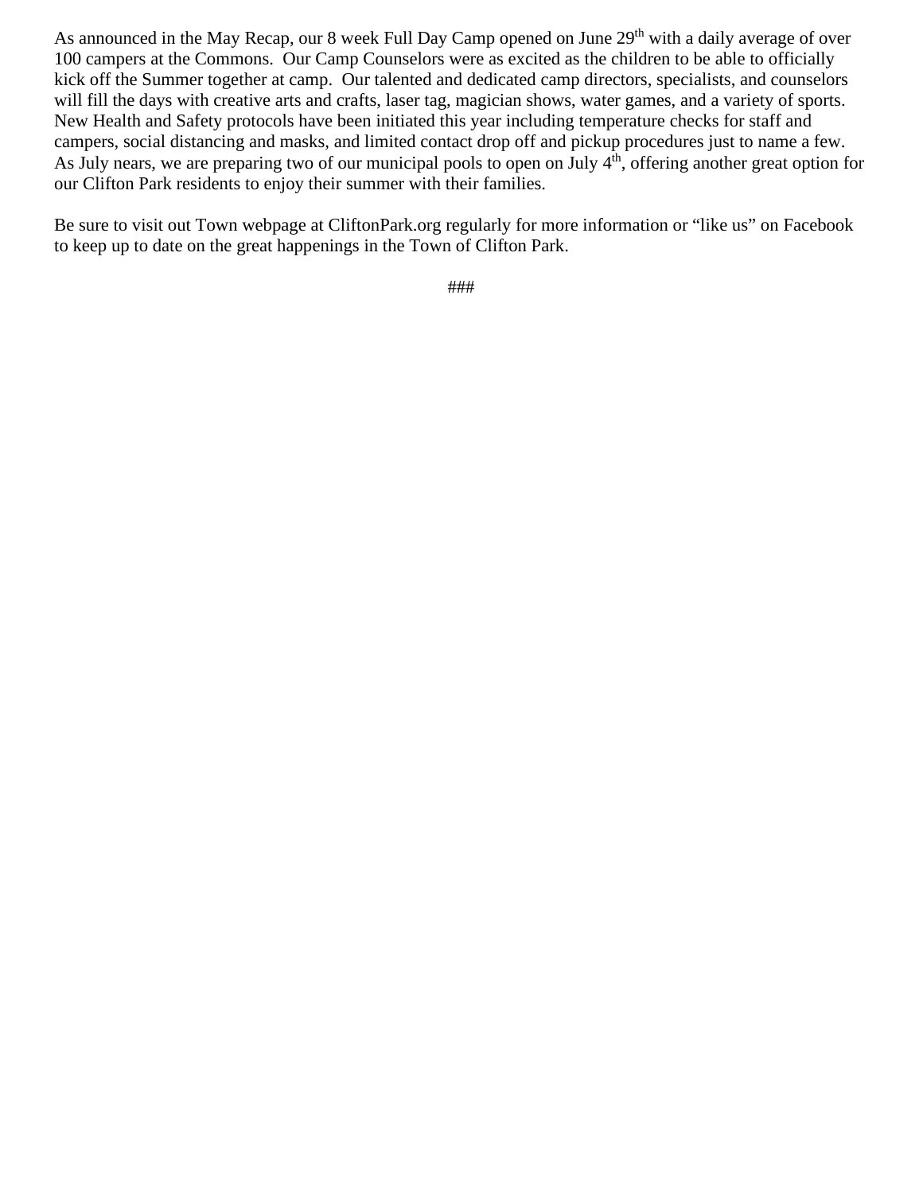As announced in the May Recap, our 8 week Full Day Camp opened on June 29th with a daily average of over 100 campers at the Commons. Our Camp Counselors were as excited as the children to be able to officially kick off the Summer together at camp. Our talented and dedicated camp directors, specialists, and counselors will fill the days with creative arts and crafts, laser tag, magician shows, water games, and a variety of sports. New Health and Safety protocols have been initiated this year including temperature checks for staff and campers, social distancing and masks, and limited contact drop off and pickup procedures just to name a few. As July nears, we are preparing two of our municipal pools to open on July 4th, offering another great option for our Clifton Park residents to enjoy their summer with their families.

Be sure to visit out Town webpage at CliftonPark.org regularly for more information or "like us" on Facebook to keep up to date on the great happenings in the Town of Clifton Park.

###